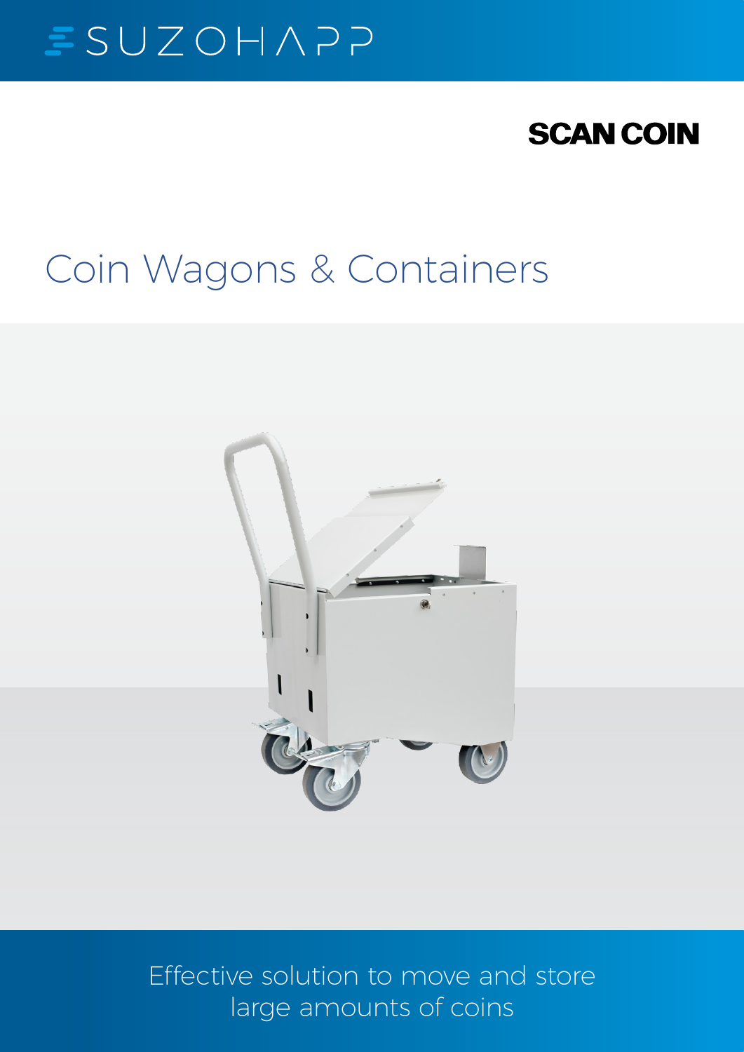SUZOHAPP

SCAN COIN

# Coin Wagons & Containers

Effective solution to move and store large amounts of coins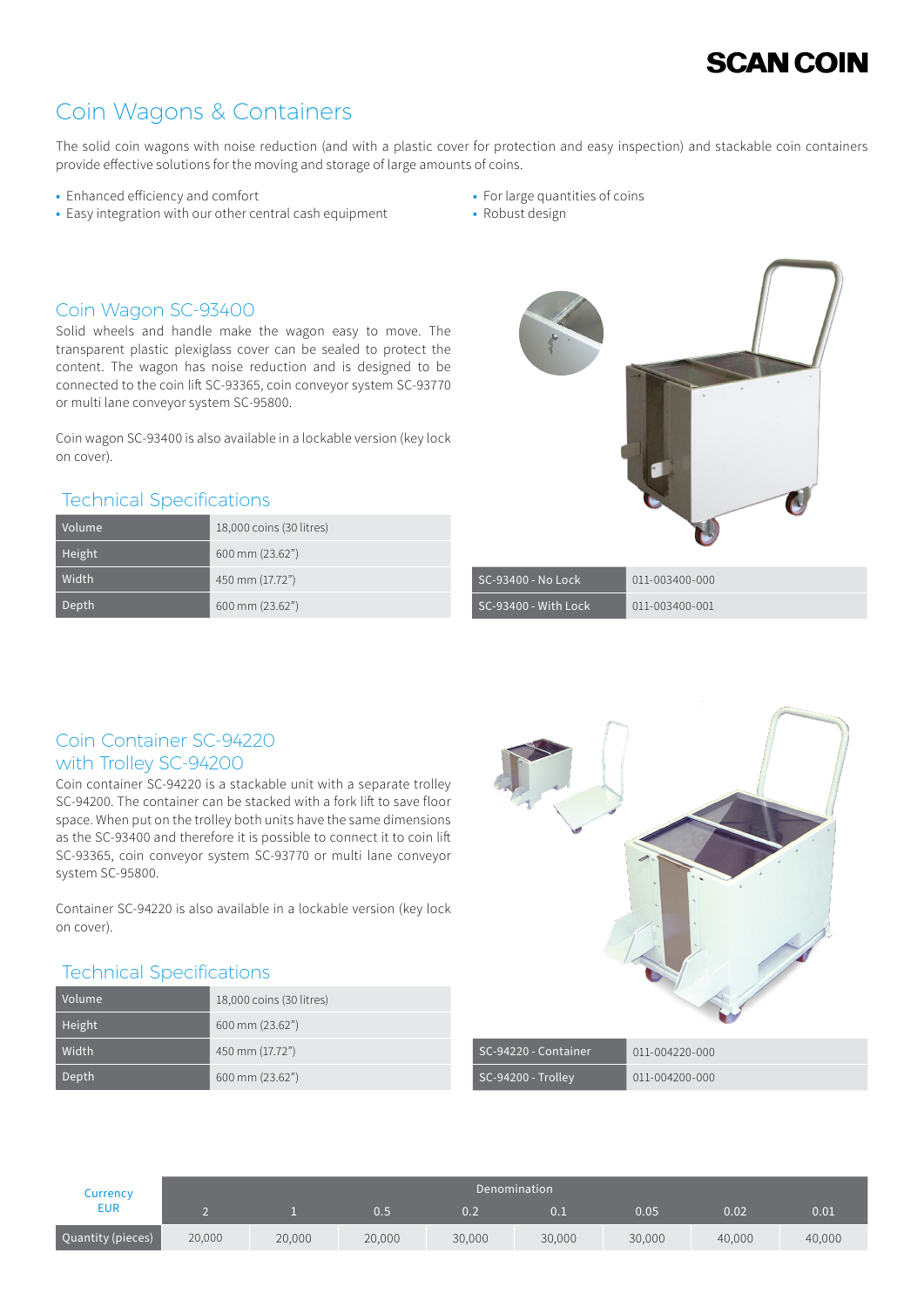# Coin Wagons & Containers

The solid coin wagons with noise reduction (and with a plastic cover for protection and easy inspection) and stackable coin containers provide effective solutions for the moving and storage of large amounts of coins.

- Enhanced efficiency and comfort
- Easy integration with our other central cash equipment
- For large quantities of coins
- Robust design

## Coin Wagon SC-93400

Solid wheels and handle make the wagon easy to move. The transparent plastic plexiglass cover can be sealed to protect the content. The wagon has noise reduction and is designed to be connected to the coin lift SC-93365, coin conveyor system SC-93770 or multi lane conveyor system SC-95800.

Coin wagon SC-93400 is also available in a lockable version (key lock on cover).

### Technical Specifications

| | |
|---|---|
| Volume | 18,000 coins (30 litres) |
| Height | 600 mm (23.62") |
| Width | 450 mm (17.72") |
| Depth | 600 mm (23.62") |

| | |
|---|---|
| SC-93400 - No Lock | 011-003400-000 |
| SC-93400 - With Lock | 011-003400-001 |

## Coin Container SC-94220 with Trolley SC-94200

Coin container SC-94220 is a stackable unit with a separate trolley SC-94200. The container can be stacked with a fork lift to save floor space. When put on the trolley both units have the same dimensions as the SC-93400 and therefore it is possible to connect it to coin lift SC-93365, coin conveyor system SC-93770 or multi lane conveyor system SC-95800.

Container SC-94220 is also available in a lockable version (key lock on cover).

### Technical Specifications

| | |
|---|---|
| Volume | 18,000 coins (30 litres) |
| Height | 600 mm (23.62") |
| Width | 450 mm (17.72") |
| Depth | 600 mm (23.62") |

| | |
|---|---|
| SC-94220 - Container | 011-004220-000 |
| SC-94200 - Trolley | 011-004200-000 |

| Currency EUR | Denomination | | | | | | | |
|---|---|---|---|---|---|---|---|---|
| | 2 | 1 | 0.5 | 0.2 | 0.1 | 0.05 | 0.02 | 0.01 |
| Quantity (pieces) | 20,000 | 20,000 | 20,000 | 30,000 | 30,000 | 30,000 | 40,000 | 40,000 |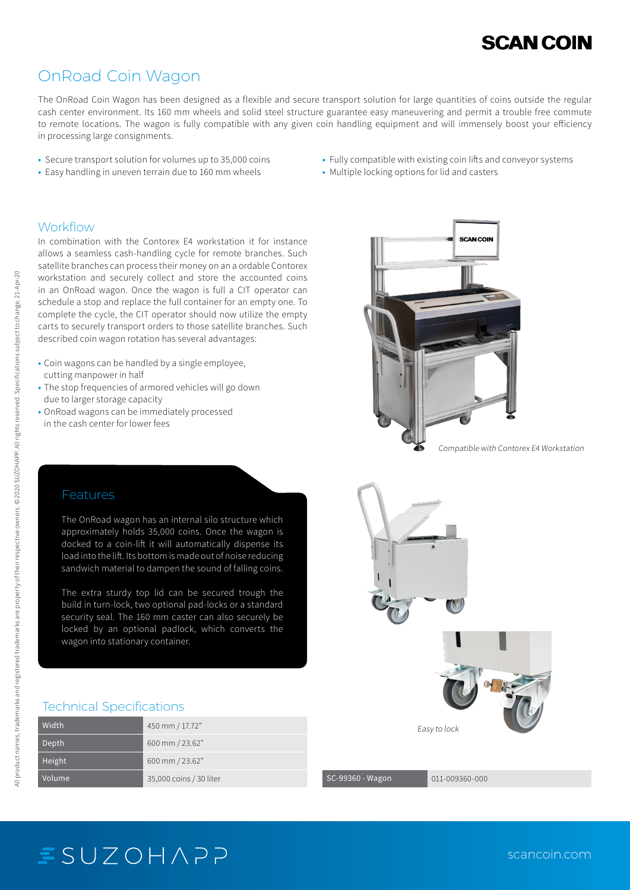# OnRoad Coin Wagon

The OnRoad Coin Wagon has been designed as a flexible and secure transport solution for large quantities of coins outside the regular cash center environment. Its 160 mm wheels and solid steel structure guarantee easy maneuvering and permit a trouble free commute to remote locations. The wagon is fully compatible with any given coin handling equipment and will immensely boost your efficiency in processing large consignments.

- Secure transport solution for volumes up to 35,000 coins
- Easy handling in uneven terrain due to 160 mm wheels
- Fully compatible with existing coin lifts and conveyor systems
- Multiple locking options for lid and casters

## Workflow

In combination with the Contorex E4 workstation it for instance allows a seamless cash-handling cycle for remote branches. Such satellite branches can process their money on an a ordable Contorex workstation and securely collect and store the accounted coins in an OnRoad wagon. Once the wagon is full a CIT operator can schedule a stop and replace the full container for an empty one. To complete the cycle, the CIT operator should now utilize the empty carts to securely transport orders to those satellite branches. Such described coin wagon rotation has several advantages:

- Coin wagons can be handled by a single employee, cutting manpower in half
- The stop frequencies of armored vehicles will go down due to larger storage capacity
- OnRoad wagons can be immediately processed in the cash center for lower fees

*Compatible with Contorex E4 Workstation*

## Features

The OnRoad wagon has an internal silo structure which approximately holds 35,000 coins. Once the wagon is docked to a coin-lift it will automatically dispense its load into the lift. Its bottom is made out of noise reducing sandwich material to dampen the sound of falling coins.

The extra sturdy top lid can be secured trough the build in turn-lock, two optional pad-locks or a standard security seal. The 160 mm caster can also securely be locked by an optional padlock, which converts the wagon into stationary container.

*Easy to lock*

## Technical Specifications

| | |
|---|---|
| Width | 450 mm / 17.72" |
| Depth | 600 mm / 23.62" |
| Height | 600 mm / 23.62" |
| Volume | 35,000 coins / 30 liter |

| | |
|---|---|
| SC-99360 - Wagon | 011-009360-000 |

All product names, trademarks and registered trademarks are property of their respective owners. © 2020 SUZOHAPP. All rights reserved. Specifications subject to change. 21-Apr-20

scancoin.com